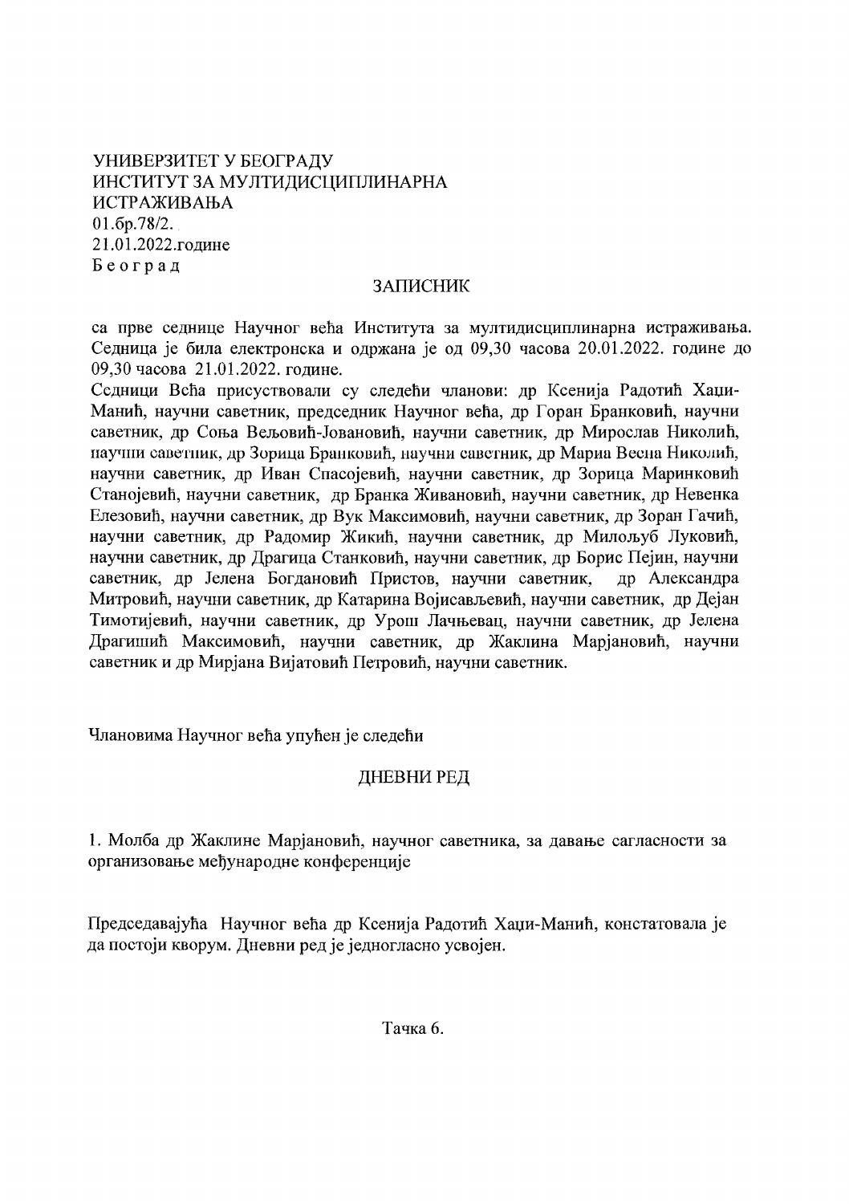УНИВЕРЗИТЕТ У БЕОГРАДУ
ИНСТИТУТ ЗА МУЛТИДИСЦИПЛИНАРНА ИСТРАЖИВАЊА
01.бр.78/2.
21.01.2022.године
Б е о г р а д

## ЗАПИСНИК

са прве седнице Научног већа Института за мултидисциплинарна истраживања. Седница је била електронска и одржана је од 09,30 часова 20.01.2022. године до 09,30 часова 21.01.2022. године.

Седници Већа присуствовали су следећи чланови: др Ксенија Радотић Хаџи-Манић, научни саветник, председник Научног већа, др Горан Бранковић, научни саветник, др Соња Вељовић-Јовановић, научни саветник, др Мирослав Николић, научни саветник, др Зорица Бранковић, научни саветник, др Мариа Весна Николић, научни саветник, др Иван Спасојевић, научни саветник, др Зорица Маринковић Станојевић, научни саветник, др Бранка Живановић, научни саветник, др Невенка Елезовић, научни саветник, др Вук Максимовић, научни саветник, др Зоран Гачић, научни саветник, др Радомир Жикић, научни саветник, др Милољуб Луковић, научни саветник, др Драгица Станковић, научни саветник, др Борис Пејин, научни саветник, др Јелена Богдановић Пристов, научни саветник, др Александра Митровић, научни саветник, др Катарина Војисављевић, научни саветник, др Дејан Тимотијевић, научни саветник, др Урош Лачњевац, научни саветник, др Јелена Драгишић Максимовић, научни саветник, др Жаклина Марјановић, научни саветник и др Мирјана Вијатовић Петровић, научни саветник.

Члановима Научног већа упућен је следећи

## ДНЕВНИ РЕД

1. Молба др Жаклине Марјановић, научног саветника, за давање сагласности за организовање међународне конференције

Председавајућа Научног већа др Ксенија Радотић Хаџи-Манић, констатовала је да постоји кворум. Дневни ред је једногласно усвојен.

Тачка 6.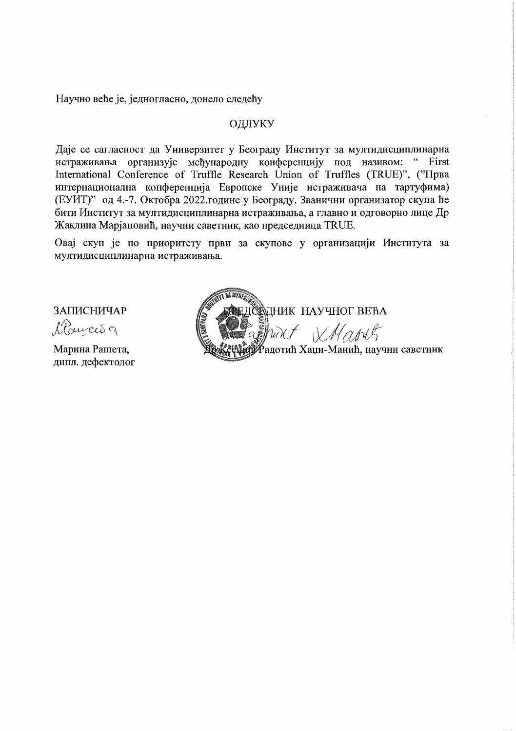Научно веће је, једногласно, донело следећу

ОДЛУКУ

Даје се сагласност да Универзитет у Београду Институт за мултидисциплинарна истраживања организује међународну конференцију под називом: " First International Conference of Truffle Research Union of Truffles (TRUE)", ("Прва интернационална конференција Европске Уније истраживача на тартуфима) (ЕУИТ)" од 4.-7. Октобра 2022.године у Београду. Званични организатор скупа ће бити Институт за мултидисциплинарна истраживања, а главно и одговорно лице Др Жаклина Марјановић, научни саветник, као председница TRUE.

Овај скуп је по приоритету први за скупове у организацији Института за мултидисциплинарна истраживања.

ЗАПИСНИЧАР

Марина Рашета,
дипл. дефектолог

ПРЕДСЕДНИК НАУЧНОГ ВЕЋА

Др Ксенија Радотић Хаџи-Манић, научни саветник